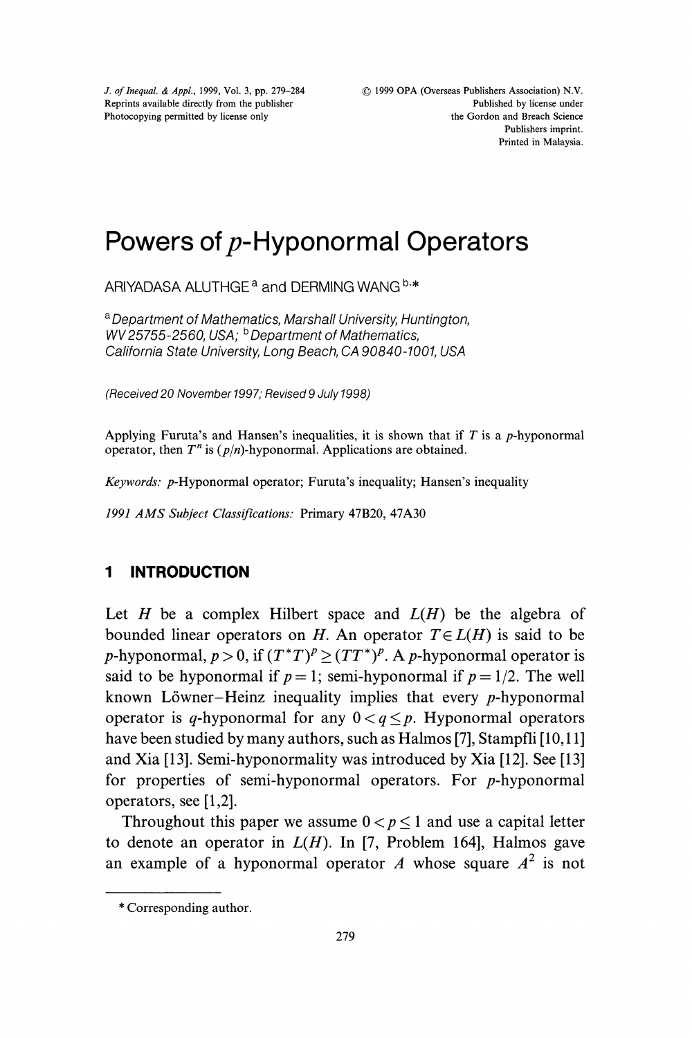# Powers of $p$-Hyponormal Operators

ARIYADASA ALUTHGE [a] and DERMING WANG [b,*]

[a] *Department of Mathematics, Marshall University, Huntington, WV 25755-2560, USA;* [b] *Department of Mathematics, California State University, Long Beach, CA 90840-1001, USA*

*(Received 20 November 1997; Revised 9 July 1998)*

Applying Furuta's and Hansen's inequalities, it is shown that if $T$ is a $p$-hyponormal operator, then $T^n$ is $(p/n)$-hyponormal. Applications are obtained.

*Keywords:* $p$-Hyponormal operator; Furuta's inequality; Hansen's inequality

*1991 AMS Subject Classifications:* Primary 47B20, 47A30

## 1 INTRODUCTION

Let $H$ be a complex Hilbert space and $L(H)$ be the algebra of bounded linear operators on $H$. An operator $T \in L(H)$ is said to be $p$-hyponormal, $p > 0$, if $(T^*T)^p \geq (TT^*)^p$. A $p$-hyponormal operator is said to be hyponormal if $p = 1$; semi-hyponormal if $p = 1/2$. The well known Löwner–Heinz inequality implies that every $p$-hyponormal operator is $q$-hyponormal for any $0 < q \leq p$. Hyponormal operators have been studied by many authors, such as Halmos [7], Stampfli [10,11] and Xia [13]. Semi-hyponormality was introduced by Xia [12]. See [13] for properties of semi-hyponormal operators. For $p$-hyponormal operators, see [1,2].

Throughout this paper we assume $0 < p \leq 1$ and use a capital letter to denote an operator in $L(H)$. In [7, Problem 164], Halmos gave an example of a hyponormal operator $A$ whose square $A^2$ is not

\* Corresponding author.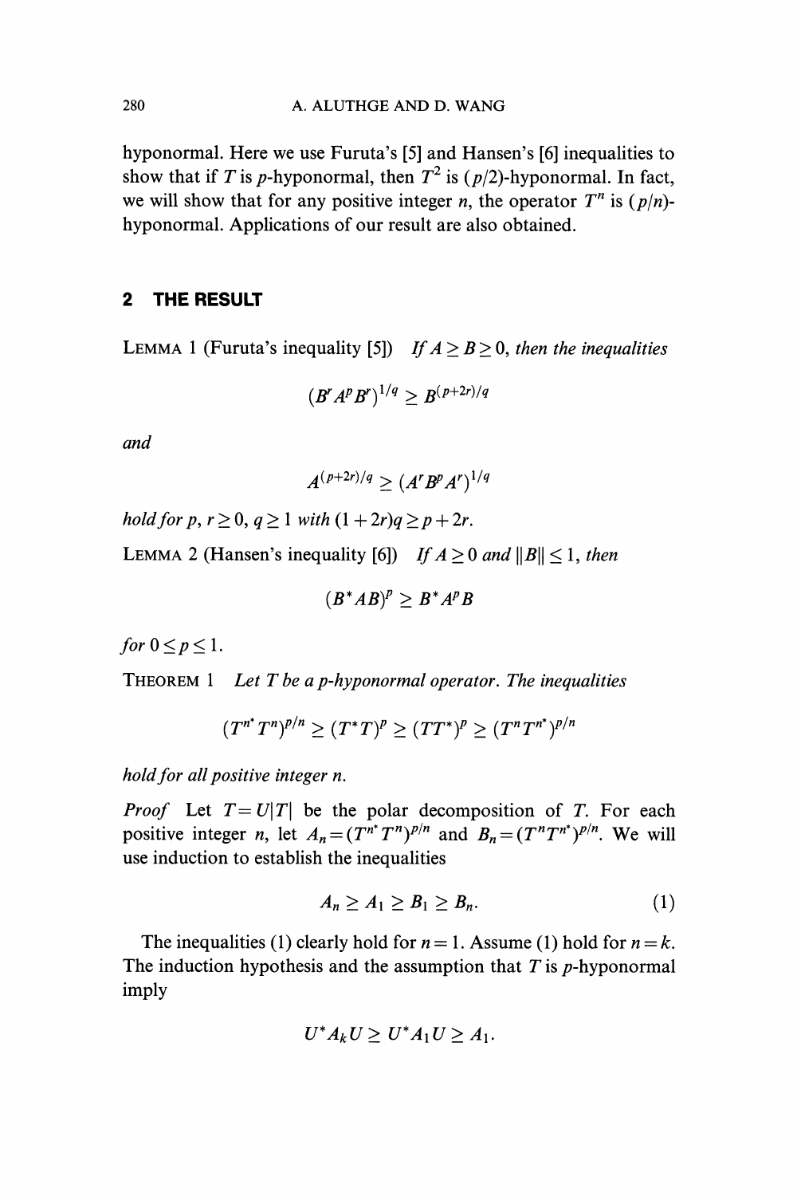hyponormal. Here we use Furuta's [5] and Hansen's [6] inequalities to show that if $T$ is $p$-hyponormal, then $T^2$ is $(p/2)$-hyponormal. In fact, we will show that for any positive integer $n$, the operator $T^n$ is $(p/n)$-hyponormal. Applications of our result are also obtained.

## 2 THE RESULT

LEMMA 1 (Furuta's inequality [5]) *If $A \geq B \geq 0$, then the inequalities*

$$(B^r A^p B^r)^{1/q} \geq B^{(p+2r)/q}$$

*and*

$$A^{(p+2r)/q} \geq (A^r B^p A^r)^{1/q}$$

*hold for $p, r \geq 0$, $q \geq 1$ with $(1+2r)q \geq p+2r$.*

LEMMA 2 (Hansen's inequality [6]) *If $A \geq 0$ and $\|B\| \leq 1$, then*

$$(B^* AB)^p \geq B^* A^p B$$

*for $0 \leq p \leq 1$.*

THEOREM 1 *Let $T$ be a $p$-hyponormal operator. The inequalities*

$$(T^{n^*} T^n)^{p/n} \geq (T^* T)^p \geq (TT^*)^p \geq (T^n T^{n^*})^{p/n}$$

*hold for all positive integer $n$.*

*Proof* Let $T = U|T|$ be the polar decomposition of $T$. For each positive integer $n$, let $A_n = (T^{n^*} T^n)^{p/n}$ and $B_n = (T^n T^{n^*})^{p/n}$. We will use induction to establish the inequalities

$$A_n \geq A_1 \geq B_1 \geq B_n. \tag{1}$$

The inequalities (1) clearly hold for $n = 1$. Assume (1) hold for $n = k$. The induction hypothesis and the assumption that $T$ is $p$-hyponormal imply

$$U^* A_k U \geq U^* A_1 U \geq A_1.$$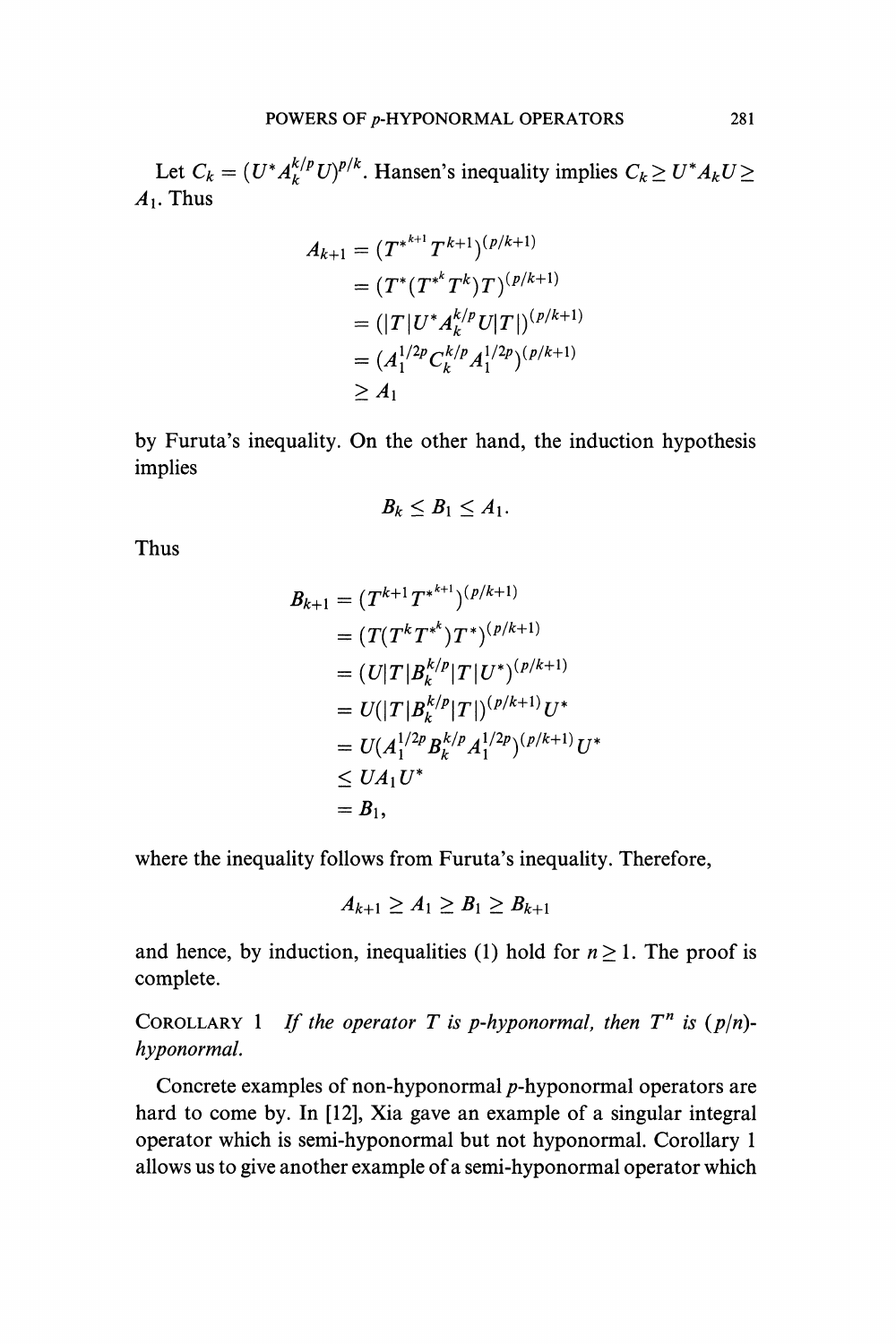Let $C_k = (U^* A_k^{k/p} U)^{p/k}$. Hansen's inequality implies $C_k \geq U^* A_k U \geq A_1$. Thus

$$\begin{aligned}
A_{k+1} &= (T^{*^{k+1}} T^{k+1})^{(p/k+1)} \\
&= (T^*(T^{*^k} T^k)T)^{(p/k+1)} \\
&= (|T|U^* A_k^{k/p} U|T|)^{(p/k+1)} \\
&= (A_1^{1/2p} C_k^{k/p} A_1^{1/2p})^{(p/k+1)} \\
&\geq A_1
\end{aligned}$$

by Furuta's inequality. On the other hand, the induction hypothesis implies

$$B_k \leq B_1 \leq A_1.$$

Thus

$$\begin{aligned}
B_{k+1} &= (T^{k+1} T^{*^{k+1}})^{(p/k+1)} \\
&= (T(T^k T^{*^k})T^*)^{(p/k+1)} \\
&= (U|T|B_k^{k/p}|T|U^*)^{(p/k+1)} \\
&= U(|T|B_k^{k/p}|T|)^{(p/k+1)} U^* \\
&= U(A_1^{1/2p} B_k^{k/p} A_1^{1/2p})^{(p/k+1)} U^* \\
&\leq U A_1 U^* \\
&= B_1,
\end{aligned}$$

where the inequality follows from Furuta's inequality. Therefore,

$$A_{k+1} \geq A_1 \geq B_1 \geq B_{k+1}$$

and hence, by induction, inequalities (1) hold for $n \geq 1$. The proof is complete.

COROLLARY 1 *If the operator $T$ is $p$-hyponormal, then $T^n$ is $(p/n)$-hyponormal.*

Concrete examples of non-hyponormal $p$-hyponormal operators are hard to come by. In [12], Xia gave an example of a singular integral operator which is semi-hyponormal but not hyponormal. Corollary 1 allows us to give another example of a semi-hyponormal operator which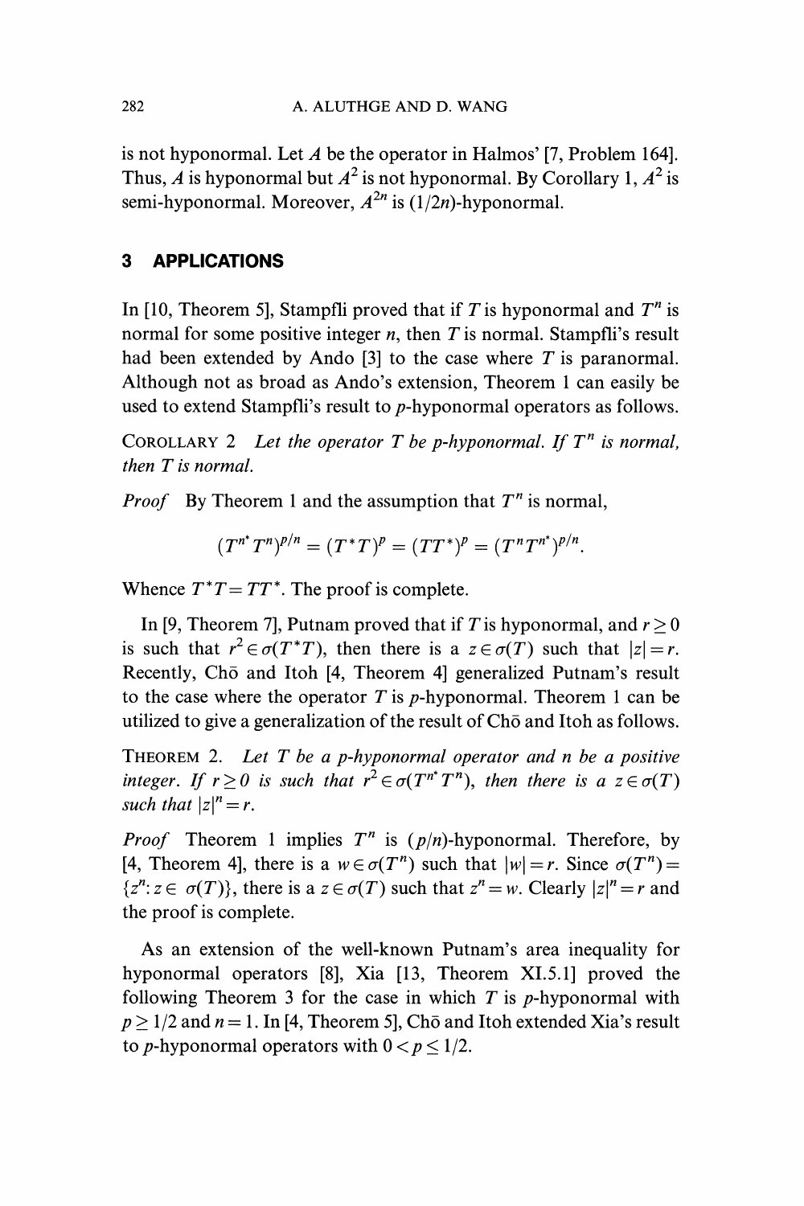is not hyponormal. Let $A$ be the operator in Halmos' [7, Problem 164]. Thus, $A$ is hyponormal but $A^2$ is not hyponormal. By Corollary 1, $A^2$ is semi-hyponormal. Moreover, $A^{2n}$ is $(1/2n)$-hyponormal.

## 3 APPLICATIONS

In [10, Theorem 5], Stampfli proved that if $T$ is hyponormal and $T^n$ is normal for some positive integer $n$, then $T$ is normal. Stampfli's result had been extended by Ando [3] to the case where $T$ is paranormal. Although not as broad as Ando's extension, Theorem 1 can easily be used to extend Stampfli's result to $p$-hyponormal operators as follows.

COROLLARY 2 *Let the operator $T$ be $p$-hyponormal. If $T^n$ is normal, then $T$ is normal.*

*Proof* By Theorem 1 and the assumption that $T^n$ is normal,

$$(T^{n^*}T^n)^{p/n} = (T^*T)^p = (TT^*)^p = (T^nT^{n^*})^{p/n}.$$

Whence $T^*T = TT^*$. The proof is complete.

In [9, Theorem 7], Putnam proved that if $T$ is hyponormal, and $r \geq 0$ is such that $r^2 \in \sigma(T^*T)$, then there is a $z \in \sigma(T)$ such that $|z| = r$. Recently, Chō and Itoh [4, Theorem 4] generalized Putnam's result to the case where the operator $T$ is $p$-hyponormal. Theorem 1 can be utilized to give a generalization of the result of Chō and Itoh as follows.

THEOREM 2. *Let $T$ be a $p$-hyponormal operator and $n$ be a positive integer. If $r \geq 0$ is such that $r^2 \in \sigma(T^{n^*}T^n)$, then there is a $z \in \sigma(T)$ such that $|z|^n = r$.*

*Proof* Theorem 1 implies $T^n$ is $(p/n)$-hyponormal. Therefore, by [4, Theorem 4], there is a $w \in \sigma(T^n)$ such that $|w| = r$. Since $\sigma(T^n) = \{z^n : z \in \sigma(T)\}$, there is a $z \in \sigma(T)$ such that $z^n = w$. Clearly $|z|^n = r$ and the proof is complete.

As an extension of the well-known Putnam's area inequality for hyponormal operators [8], Xia [13, Theorem XI.5.1] proved the following Theorem 3 for the case in which $T$ is $p$-hyponormal with $p \geq 1/2$ and $n = 1$. In [4, Theorem 5], Chō and Itoh extended Xia's result to $p$-hyponormal operators with $0 < p \leq 1/2$.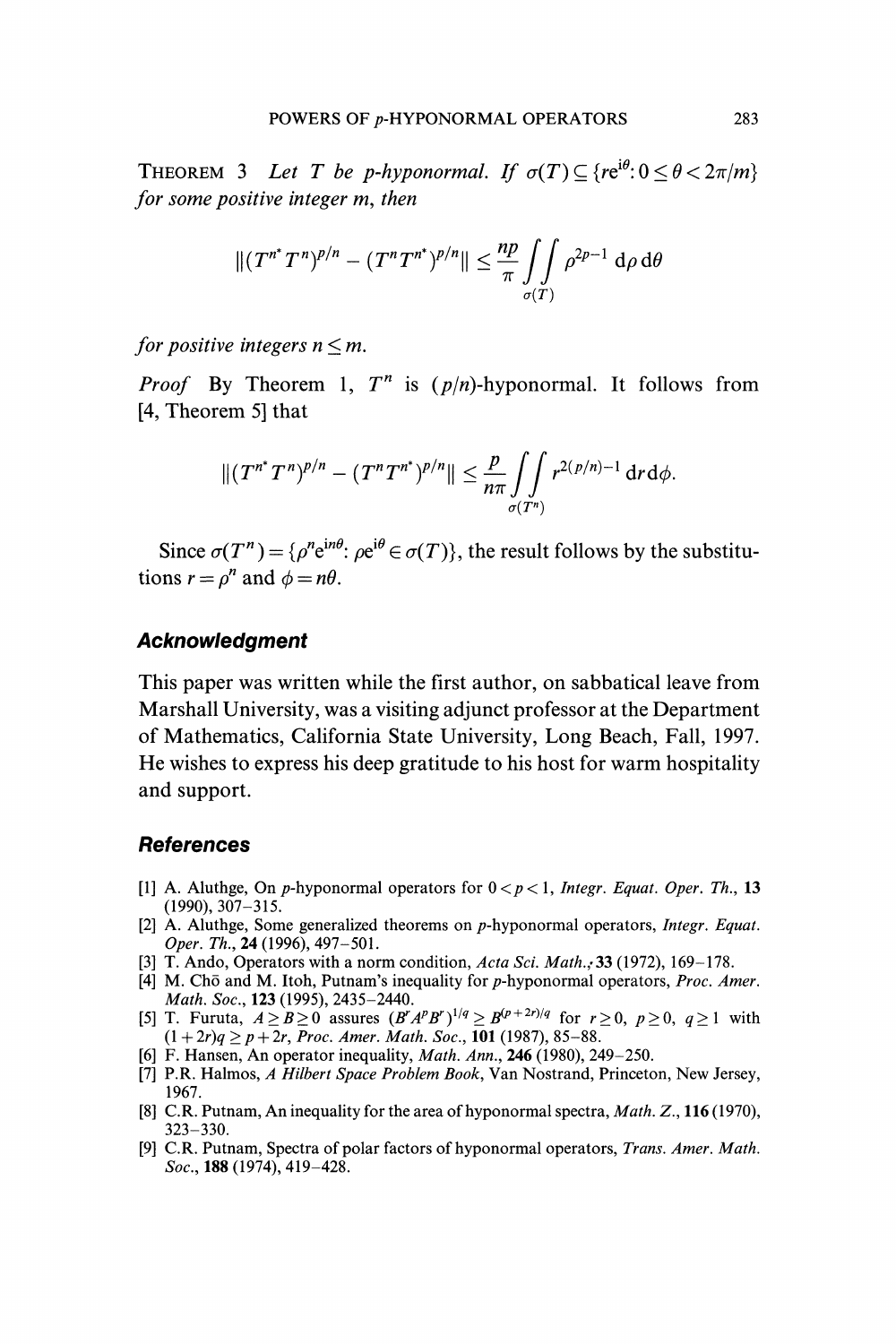THEOREM 3 *Let $T$ be $p$-hyponormal. If $\sigma(T) \subseteq \{re^{i\theta}: 0 \leq \theta < 2\pi/m\}$ for some positive integer $m$, then*

$$\|(T^{n^*}T^n)^{p/n} - (T^nT^{n^*})^{p/n}\| \leq \frac{np}{\pi} \iint\limits_{\sigma(T)} \rho^{2p-1}\, \mathrm{d}\rho\, \mathrm{d}\theta$$

*for positive integers $n \leq m$.*

*Proof* By Theorem 1, $T^n$ is $(p/n)$-hyponormal. It follows from [4, Theorem 5] that

$$\|(T^{n^*}T^n)^{p/n} - (T^nT^{n^*})^{p/n}\| \leq \frac{p}{n\pi} \iint\limits_{\sigma(T^n)} r^{2(p/n)-1}\, \mathrm{d}r\, \mathrm{d}\phi.$$

Since $\sigma(T^n) = \{\rho^n e^{in\theta}: \rho e^{i\theta} \in \sigma(T)\}$, the result follows by the substitutions $r = \rho^n$ and $\phi = n\theta$.

## Acknowledgment

This paper was written while the first author, on sabbatical leave from Marshall University, was a visiting adjunct professor at the Department of Mathematics, California State University, Long Beach, Fall, 1997. He wishes to express his deep gratitude to his host for warm hospitality and support.

## References

[1] A. Aluthge, On $p$-hyponormal operators for $0 < p < 1$, *Integr. Equat. Oper. Th.*, **13** (1990), 307–315.

[2] A. Aluthge, Some generalized theorems on $p$-hyponormal operators, *Integr. Equat. Oper. Th.*, **24** (1996), 497–501.

[3] T. Ando, Operators with a norm condition, *Acta Sci. Math.*, **33** (1972), 169–178.

[4] M. Chō and M. Itoh, Putnam's inequality for $p$-hyponormal operators, *Proc. Amer. Math. Soc.*, **123** (1995), 2435–2440.

[5] T. Furuta, $A \geq B \geq 0$ assures $(B^rA^pB^r)^{1/q} \geq B^{(p+2r)/q}$ for $r \geq 0$, $p \geq 0$, $q \geq 1$ with $(1+2r)q \geq p+2r$, *Proc. Amer. Math. Soc.*, **101** (1987), 85–88.

[6] F. Hansen, An operator inequality, *Math. Ann.*, **246** (1980), 249–250.

[7] P.R. Halmos, *A Hilbert Space Problem Book*, Van Nostrand, Princeton, New Jersey, 1967.

[8] C.R. Putnam, An inequality for the area of hyponormal spectra, *Math. Z.*, **116** (1970), 323–330.

[9] C.R. Putnam, Spectra of polar factors of hyponormal operators, *Trans. Amer. Math. Soc.*, **188** (1974), 419–428.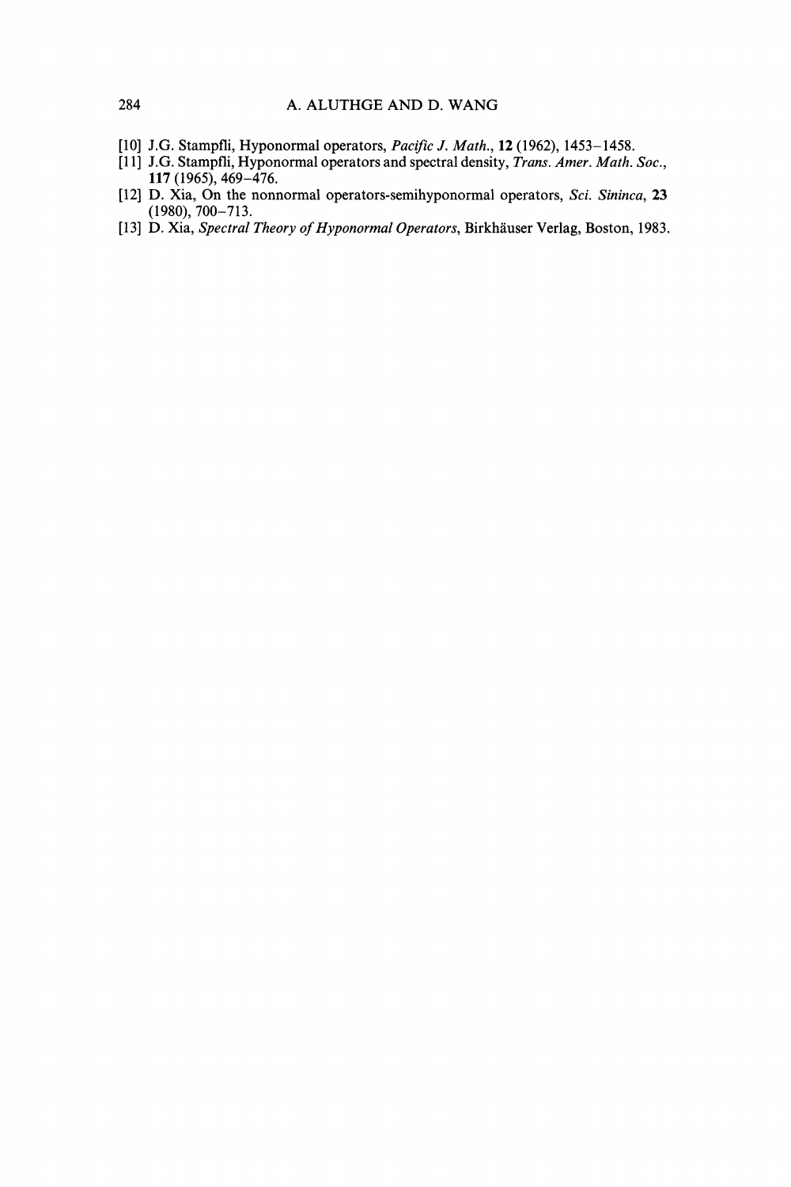[10] J.G. Stampfli, Hyponormal operators, *Pacific J. Math.*, **12** (1962), 1453–1458.

[11] J.G. Stampfli, Hyponormal operators and spectral density, *Trans. Amer. Math. Soc.*, **117** (1965), 469–476.

[12] D. Xia, On the nonnormal operators-semihyponormal operators, *Sci. Sininca*, **23** (1980), 700–713.

[13] D. Xia, *Spectral Theory of Hyponormal Operators*, Birkhäuser Verlag, Boston, 1983.